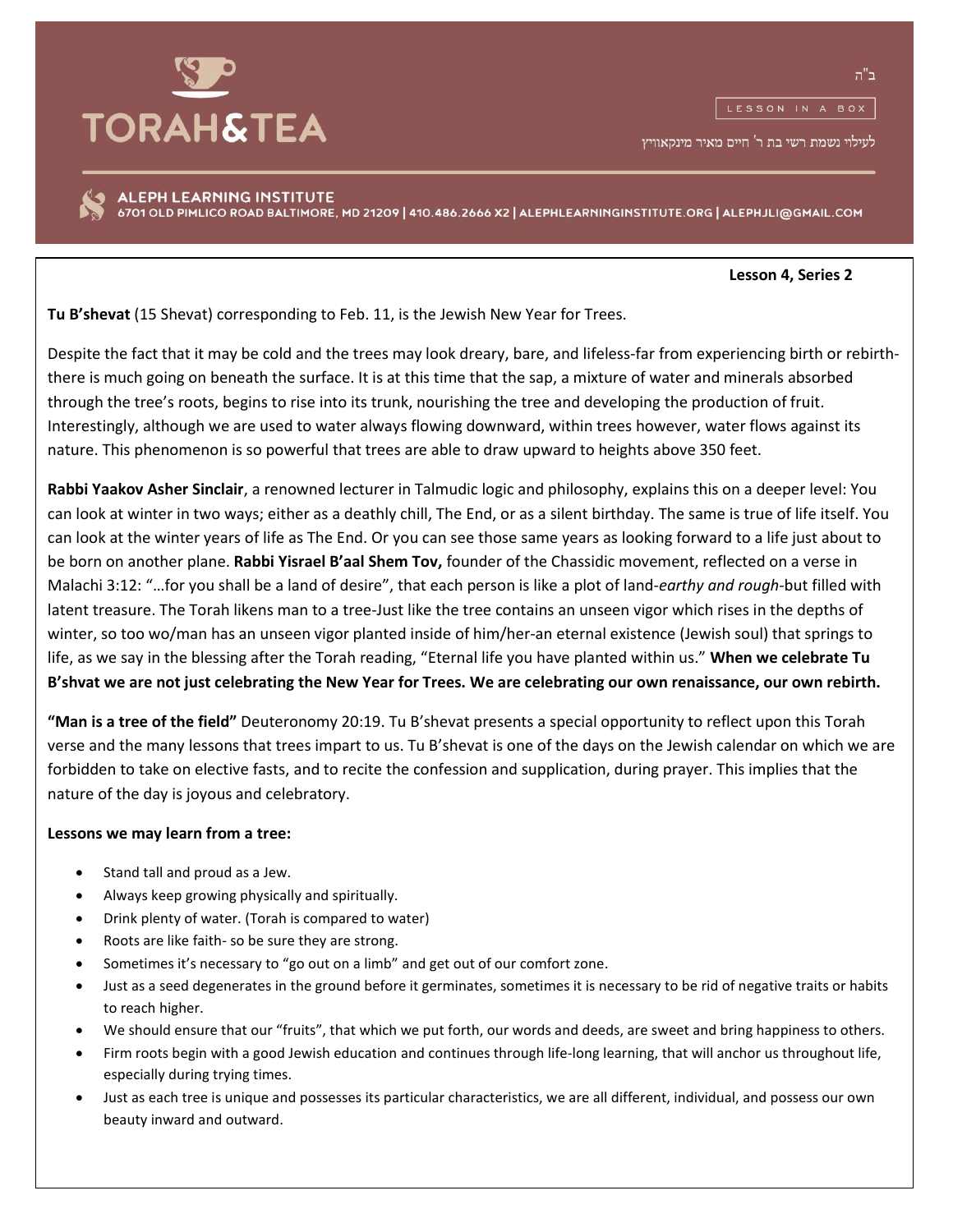# TORAH&TEA

ב"ה

LESSON IN A BOX

לעילוי נשמת רשי בת ר' חיים מאיר מינקאוויץ

**ALEPH LEARNING INSTITUTE**
6701 OLD PIMLICO ROAD BALTIMORE, MD 21209 | 410.486.2666 X2 | ALEPHLEARNINGINSTITUTE.ORG | ALEPHJLI@GMAIL.COM

**Lesson 4, Series 2**

**Tu B'shevat** (15 Shevat) corresponding to Feb. 11, is the Jewish New Year for Trees.

Despite the fact that it may be cold and the trees may look dreary, bare, and lifeless-far from experiencing birth or rebirth-there is much going on beneath the surface. It is at this time that the sap, a mixture of water and minerals absorbed through the tree's roots, begins to rise into its trunk, nourishing the tree and developing the production of fruit. Interestingly, although we are used to water always flowing downward, within trees however, water flows against its nature. This phenomenon is so powerful that trees are able to draw upward to heights above 350 feet.

**Rabbi Yaakov Asher Sinclair**, a renowned lecturer in Talmudic logic and philosophy, explains this on a deeper level: You can look at winter in two ways; either as a deathly chill, The End, or as a silent birthday. The same is true of life itself. You can look at the winter years of life as The End. Or you can see those same years as looking forward to a life just about to be born on another plane. **Rabbi Yisrael B'aal Shem Tov,** founder of the Chassidic movement, reflected on a verse in Malachi 3:12: "…for you shall be a land of desire", that each person is like a plot of land-*earthy and rough*-but filled with latent treasure. The Torah likens man to a tree-Just like the tree contains an unseen vigor which rises in the depths of winter, so too wo/man has an unseen vigor planted inside of him/her-an eternal existence (Jewish soul) that springs to life, as we say in the blessing after the Torah reading, "Eternal life you have planted within us." **When we celebrate Tu B'shvat we are not just celebrating the New Year for Trees. We are celebrating our own renaissance, our own rebirth.**

**"Man is a tree of the field"** Deuteronomy 20:19. Tu B'shevat presents a special opportunity to reflect upon this Torah verse and the many lessons that trees impart to us. Tu B'shevat is one of the days on the Jewish calendar on which we are forbidden to take on elective fasts, and to recite the confession and supplication, during prayer. This implies that the nature of the day is joyous and celebratory.

**Lessons we may learn from a tree:**

- Stand tall and proud as a Jew.
- Always keep growing physically and spiritually.
- Drink plenty of water. (Torah is compared to water)
- Roots are like faith- so be sure they are strong.
- Sometimes it's necessary to "go out on a limb" and get out of our comfort zone.
- Just as a seed degenerates in the ground before it germinates, sometimes it is necessary to be rid of negative traits or habits to reach higher.
- We should ensure that our "fruits", that which we put forth, our words and deeds, are sweet and bring happiness to others.
- Firm roots begin with a good Jewish education and continues through life-long learning, that will anchor us throughout life, especially during trying times.
- Just as each tree is unique and possesses its particular characteristics, we are all different, individual, and possess our own beauty inward and outward.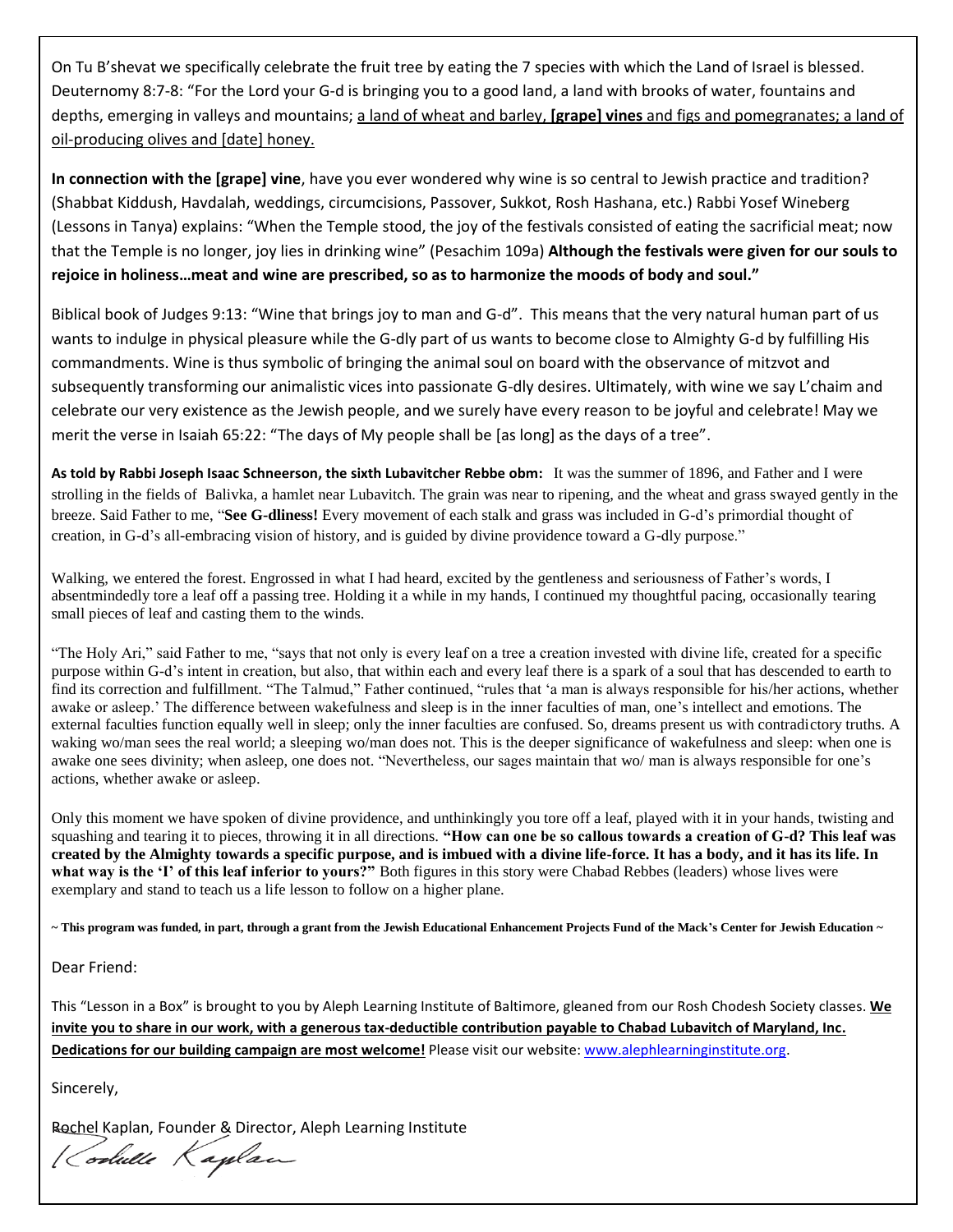On Tu B'shevat we specifically celebrate the fruit tree by eating the 7 species with which the Land of Israel is blessed. Deuternomy 8:7-8: "For the Lord your G-d is bringing you to a good land, a land with brooks of water, fountains and depths, emerging in valleys and mountains; a land of wheat and barley, **[grape] vines** and figs and pomegranates; a land of oil-producing olives and [date] honey.

**In connection with the [grape] vine**, have you ever wondered why wine is so central to Jewish practice and tradition? (Shabbat Kiddush, Havdalah, weddings, circumcisions, Passover, Sukkot, Rosh Hashana, etc.) Rabbi Yosef Wineberg (Lessons in Tanya) explains: "When the Temple stood, the joy of the festivals consisted of eating the sacrificial meat; now that the Temple is no longer, joy lies in drinking wine" (Pesachim 109a) **Although the festivals were given for our souls to rejoice in holiness…meat and wine are prescribed, so as to harmonize the moods of body and soul."**

Biblical book of Judges 9:13: "Wine that brings joy to man and G-d". This means that the very natural human part of us wants to indulge in physical pleasure while the G-dly part of us wants to become close to Almighty G-d by fulfilling His commandments. Wine is thus symbolic of bringing the animal soul on board with the observance of mitzvot and subsequently transforming our animalistic vices into passionate G-dly desires. Ultimately, with wine we say L'chaim and celebrate our very existence as the Jewish people, and we surely have every reason to be joyful and celebrate! May we merit the verse in Isaiah 65:22: "The days of My people shall be [as long] as the days of a tree".

**As told by Rabbi Joseph Isaac Schneerson, the sixth Lubavitcher Rebbe obm:** It was the summer of 1896, and Father and I were strolling in the fields of Balivka, a hamlet near Lubavitch. The grain was near to ripening, and the wheat and grass swayed gently in the breeze. Said Father to me, "**See G-dliness!** Every movement of each stalk and grass was included in G-d's primordial thought of creation, in G-d's all-embracing vision of history, and is guided by divine providence toward a G-dly purpose."

Walking, we entered the forest. Engrossed in what I had heard, excited by the gentleness and seriousness of Father's words, I absentmindedly tore a leaf off a passing tree. Holding it a while in my hands, I continued my thoughtful pacing, occasionally tearing small pieces of leaf and casting them to the winds.

"The Holy Ari," said Father to me, "says that not only is every leaf on a tree a creation invested with divine life, created for a specific purpose within G-d's intent in creation, but also, that within each and every leaf there is a spark of a soul that has descended to earth to find its correction and fulfillment. "The Talmud," Father continued, "rules that 'a man is always responsible for his/her actions, whether awake or asleep.' The difference between wakefulness and sleep is in the inner faculties of man, one's intellect and emotions. The external faculties function equally well in sleep; only the inner faculties are confused. So, dreams present us with contradictory truths. A waking wo/man sees the real world; a sleeping wo/man does not. This is the deeper significance of wakefulness and sleep: when one is awake one sees divinity; when asleep, one does not. "Nevertheless, our sages maintain that wo/ man is always responsible for one's actions, whether awake or asleep.

Only this moment we have spoken of divine providence, and unthinkingly you tore off a leaf, played with it in your hands, twisting and squashing and tearing it to pieces, throwing it in all directions. **"How can one be so callous towards a creation of G-d? This leaf was created by the Almighty towards a specific purpose, and is imbued with a divine life-force. It has a body, and it has its life. In what way is the 'I' of this leaf inferior to yours?"** Both figures in this story were Chabad Rebbes (leaders) whose lives were exemplary and stand to teach us a life lesson to follow on a higher plane.

**~ This program was funded, in part, through a grant from the Jewish Educational Enhancement Projects Fund of the Mack's Center for Jewish Education ~**

Dear Friend:

This "Lesson in a Box" is brought to you by Aleph Learning Institute of Baltimore, gleaned from our Rosh Chodesh Society classes. **We invite you to share in our work, with a generous tax-deductible contribution payable to Chabad Lubavitch of Maryland, Inc. Dedications for our building campaign are most welcome!** Please visit our website: www.alephlearninginstitute.org.

Sincerely,

Rochel Kaplan, Founder & Director, Aleph Learning Institute